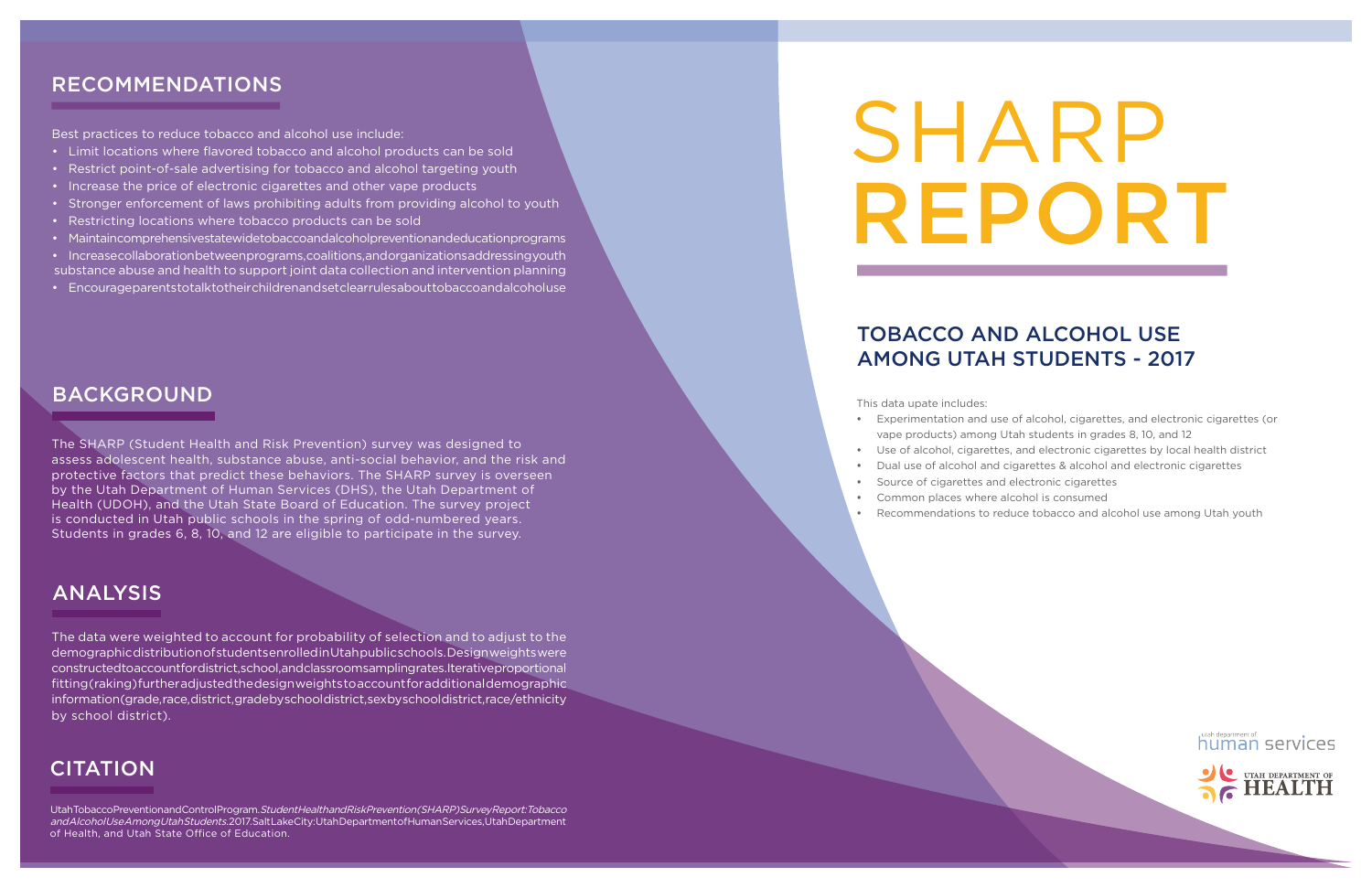# SHARP REPORT

## TOBACCO AND ALCOHOL USE AMONG UTAH STUDENTS - 2017

This data upate includes:

- Experimentation and use of alcohol, cigarettes, and electronic cigarettes (or vape products) among Utah students in grades 8, 10, and 12
- Use of alcohol, cigarettes, and electronic cigarettes by local health district
- Dual use of alcohol and cigarettes & alcohol and electronic cigarettes
- Source of cigarettes and electronic cigarettes
- Common places where alcohol is consumed
- Recommendations to reduce tobacco and alcohol use among Utah youth

## RECOMMENDATIONS

Best practices to reduce tobacco and alcohol use include:

- Limit locations where flavored tobacco and alcohol products can be sold
- Restrict point-of-sale advertising for tobacco and alcohol targeting youth
- Increase the price of electronic cigarettes and other vape products
- Stronger enforcement of laws prohibiting adults from providing alcohol to youth
- Restricting locations where tobacco products can be sold
- Maintain comprehensive statewide tobacco and alcohol prevention and education programs
- Increase collaboration between programs, coalitions, and organizations addressing youth substance abuse and health to support joint data collection and intervention planning
- Encourage parents to talk to their children and set clear rules about tobacco and alcohol use

## BACKGROUND

The SHARP (Student Health and Risk Prevention) survey was designed to assess adolescent health, substance abuse, anti-social behavior, and the risk and protective factors that predict these behaviors. The SHARP survey is overseen by the Utah Department of Human Services (DHS), the Utah Department of Health (UDOH), and the Utah State Board of Education. The survey project is conducted in Utah public schools in the spring of odd-numbered years. Students in grades 6, 8, 10, and 12 are eligible to participate in the survey.

## ANALYSIS

The data were weighted to account for probability of selection and to adjust to the demographic distribution of students enrolled in Utah public schools. Design weights were constructed to account for district, school, and classroom sampling rates. Iterative proportional fitting (raking) further adjusted the design weights to account for additional demographic information (grade, race, district, grade by school district, sex by school district, race/ethnicity by school district).

## CITATION

Utah Tobacco Prevention and Control Program. *Student Health and Risk Prevention (SHARP) Survey Report: Tobacco and Alcohol Use Among Utah Students.* 2017. Salt Lake City: Utah Department of Human Services, Utah Department of Health, and Utah State Office of Education.

utah department of human services

UTAH DEPARTMENT OF HEALTH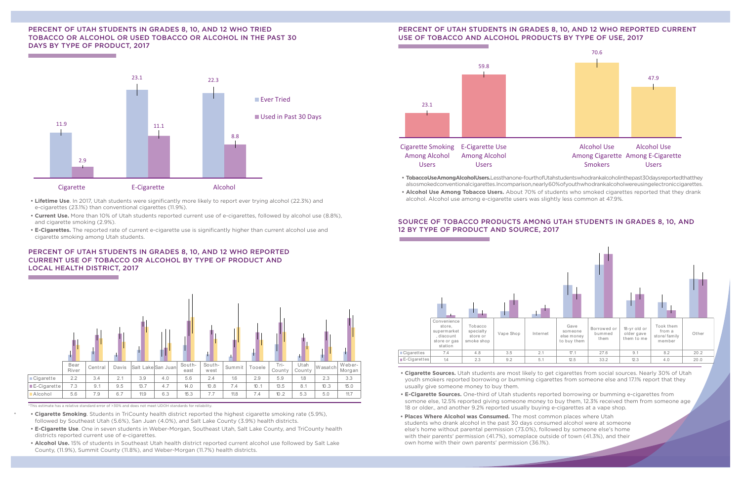## PERCENT OF UTAH STUDENTS IN GRADES 8, 10, AND 12 WHO TRIED TOBACCO OR ALCOHOL OR USED TOBACCO OR ALCOHOL IN THE PAST 30 DAYS BY TYPE OF PRODUCT, 2017

Ever Tried
Used in Past 30 Days

Cigarette: 11.9, 2.9
E-Cigarette: 23.1, 11.1
Alcohol: 22.3, 8.8

- **Lifetime Use**. In 2017, Utah students were significantly more likely to report ever trying alcohol (22.3%) and e-cigarettes (23.1%) than conventional cigarettes (11.9%).
- **Current Use.** More than 10% of Utah students reported current use of e-cigarettes, followed by alcohol use (8.8%), and cigarette smoking (2.9%).
- **E-Cigarettes.** The reported rate of current e-cigarette use is significantly higher than current alcohol use and cigarette smoking among Utah students.

## PERCENT OF UTAH STUDENTS IN GRADES 8, 10, AND 12 WHO REPORTED CURRENT USE OF TOBACCO OR ALCOHOL BY TYPE OF PRODUCT AND LOCAL HEALTH DISTRICT, 2017

| | Bear River | Central | Davis | Salt Lake | San Juan | South-east | South-west | Summit | Tooele | Tri-County | Utah County | Wasatch | Weber-Morgan |
|---|---|---|---|---|---|---|---|---|---|---|---|---|---|
| Cigarette | 2.2 | 3.4 | 2.1 | 3.9 | 4.0 | 5.6 | 2.4 | 1.6 | 2.9 | 5.9 | 1.8 | 2.3 | 3.3 |
| E-Cigarette | 7.3 | 9.1 | 9.5 | 13.7 | 4.7 | 14.0 | 10.8 | 7.4 | 10.1 | 13.5 | 8.1 | 10.3 | 15.0 |
| Alcohol | 5.6 | 7.9 | 6.7 | 11.9 | 6.3 | 15.3 | 7.7 | 11.8 | 7.4 | 10.2 | 5.3 | 5.0 | 11.7 |

*This estimate has a relative standard error of >30% and does not meet UDOH standards for reliability.

- **Cigarette Smoking**. Students in TriCounty health district reported the highest cigarette smoking rate (5.9%), followed by Southeast Utah (5.6%), San Juan (4.0%), and Salt Lake County (3.9%) health districts.
- **E-Cigarette Use**. One in seven students in Weber-Morgan, Southeast Utah, Salt Lake County, and TriCounty health districts reported current use of e-cigarettes.
- **Alcohol Use.** 15% of students in Southeast Utah health district reported current alcohol use followed by Salt Lake County, (11.9%), Summit County (11.8%), and Weber-Morgan (11.7%) health districts.

## PERCENT OF UTAH STUDENTS IN GRADES 8, 10, AND 12 WHO REPORTED CURRENT USE OF TOBACCO AND ALCOHOL PRODUCTS BY TYPE OF USE, 2017

Cigarette Smoking Among Alcohol Users: 23.1
E-Cigarette Use Among Alcohol Users: 59.8
Alcohol Use Among Cigarette Smokers: 70.6
Alcohol Use Among E-Cigarette Users: 47.9

- **Tobacco Use Among Alcohol Users.** Less than one-fourth of Utah students who drank alcohol in the past 30 days reported that they also smoked conventional cigarettes. In comparison, nearly 60% of youth who drank alcohol were using electronic cigarettes.
- **Alcohol Use Among Tobacco Users.** About 70% of students who smoked cigarettes reported that they drank alcohol. Alcohol use among e-cigarette users was slightly less common at 47.9%.

## SOURCE OF TOBACCO PRODUCTS AMONG UTAH STUDENTS IN GRADES 8, 10, AND 12 BY TYPE OF PRODUCT AND SOURCE, 2017

| | Convenience store, supermarket, discount store or gas station | Tobacco specialty store or smoke shop | Vape Shop | Internet | Gave someone else money to buy them | Borrowed or bummed them | 18-yr old or older gave them to me | Took them from a store/family member | Other |
|---|---|---|---|---|---|---|---|---|---|
| Cigarettes | 7.4 | 4.8 | 3.5 | 2.1 | 17.1 | 27.6 | 9.1 | 8.2 | 20.2 |
| E-Cigarettes | 1.4 | 2.3 | 9.2 | 5.1 | 12.5 | 33.2 | 12.3 | 4.0 | 20.0 |

- **Cigarette Sources.** Utah students are most likely to get cigarettes from social sources. Nearly 30% of Utah youth smokers reported borrowing or bumming cigarettes from someone else and 17.1% report that they usually give someone money to buy them.
- **E-Cigarette Sources.** One-third of Utah students reported borrowing or bumming e-cigarettes from somone else, 12.5% reported giving someone money to buy them, 12.3% received them from someone age 18 or older., and another 9.2% reported usually buying e-cigarettes at a vape shop.
- **Places Where Alcohol was Consumed.** The most common places where Utah students who drank alcohol in the past 30 days consumed alcohol were at someone else's home without parental permission (73.0%), followed by someone else's home with their parents' permission (41.7%), someplace outside of town (41.3%), and their own home with their own parents' permission (36.1%).